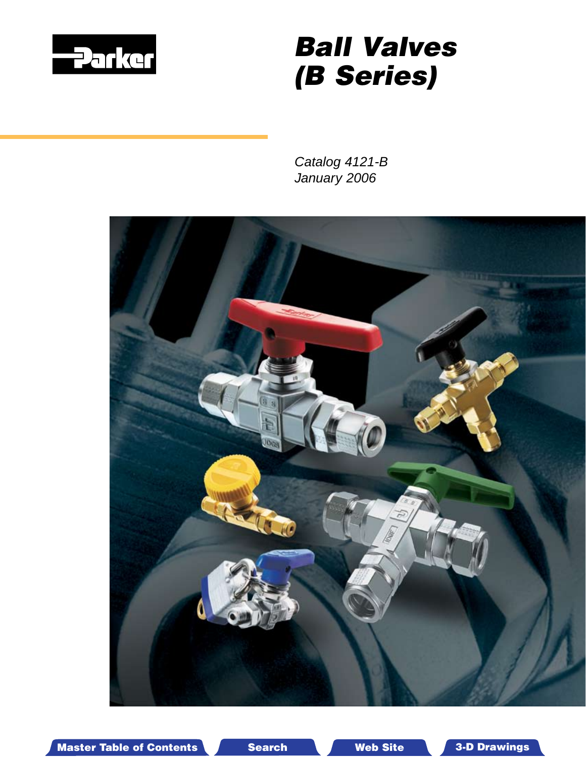Parker

# Ball Valves (B Series)

*Catalog 4121-B*
*January 2006*

Master Table of Contents | Search | Web Site | 3-D Drawings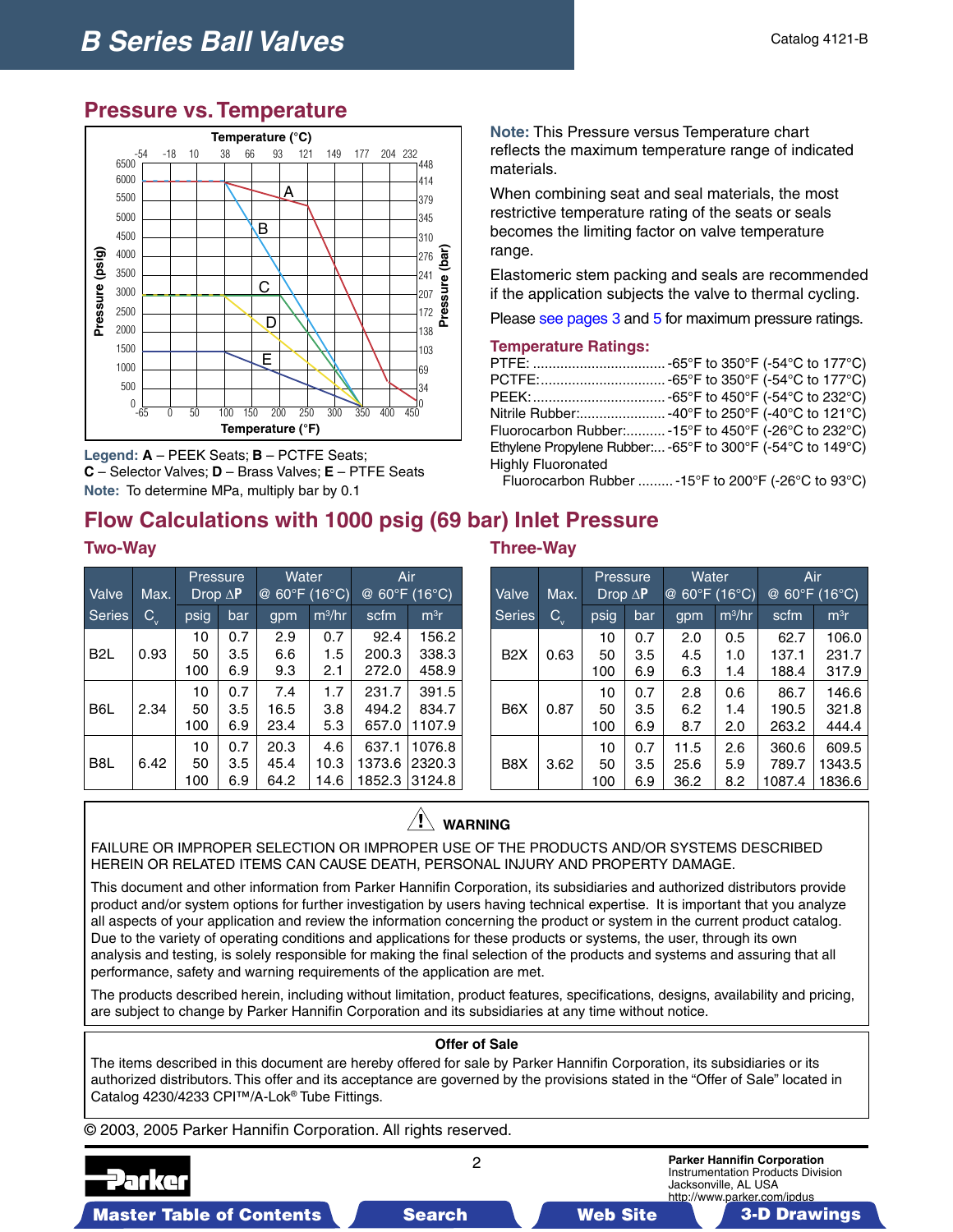## Pressure vs. Temperature

**Legend:** **A** – PEEK Seats; **B** – PCTFE Seats; **C** – Selector Valves; **D** – Brass Valves; **E** – PTFE Seats

**Note:** To determine MPa, multiply bar by 0.1

**Note:** This Pressure versus Temperature chart reflects the maximum temperature range of indicated materials.

When combining seat and seal materials, the most restrictive temperature rating of the seats or seals becomes the limiting factor on valve temperature range.

Elastomeric stem packing and seals are recommended if the application subjects the valve to thermal cycling.

Please see pages 3 and 5 for maximum pressure ratings.

### Temperature Ratings:

- PTFE: ................................. -65°F to 350°F (-54°C to 177°C)
- PCTFE:............................... -65°F to 350°F (-54°C to 177°C)
- PEEK: ................................. -65°F to 450°F (-54°C to 232°C)
- Nitrile Rubber:..................... -40°F to 250°F (-40°C to 121°C)
- Fluorocarbon Rubber:.......... -15°F to 450°F (-26°C to 232°C)
- Ethylene Propylene Rubber:... -65°F to 300°F (-54°C to 149°C)
- Highly Fluoronated Fluorocarbon Rubber ......... -15°F to 200°F (-26°C to 93°C)

## Flow Calculations with 1000 psig (69 bar) Inlet Pressure

### Two-Way

| Valve Series | Max. $C_v$ | Pressure Drop ΔP psig | bar | Water @ 60°F (16°C) gpm | m³/hr | Air @ 60°F (16°C) scfm | m³r |
|---|---|---|---|---|---|---|---|
| B2L | 0.93 | 10 | 0.7 | 2.9 | 0.7 | 92.4 | 156.2 |
| | | 50 | 3.5 | 6.6 | 1.5 | 200.3 | 338.3 |
| | | 100 | 6.9 | 9.3 | 2.1 | 272.0 | 458.9 |
| B6L | 2.34 | 10 | 0.7 | 7.4 | 1.7 | 231.7 | 391.5 |
| | | 50 | 3.5 | 16.5 | 3.8 | 494.2 | 834.7 |
| | | 100 | 6.9 | 23.4 | 5.3 | 657.0 | 1107.9 |
| B8L | 6.42 | 10 | 0.7 | 20.3 | 4.6 | 637.1 | 1076.8 |
| | | 50 | 3.5 | 45.4 | 10.3 | 1373.6 | 2320.3 |
| | | 100 | 6.9 | 64.2 | 14.6 | 1852.3 | 3124.8 |

### Three-Way

| Valve Series | Max. $C_v$ | Pressure Drop ΔP psig | bar | Water @ 60°F (16°C) gpm | m³/hr | Air @ 60°F (16°C) scfm | m³r |
|---|---|---|---|---|---|---|---|
| B2X | 0.63 | 10 | 0.7 | 2.0 | 0.5 | 62.7 | 106.0 |
| | | 50 | 3.5 | 4.5 | 1.0 | 137.1 | 231.7 |
| | | 100 | 6.9 | 6.3 | 1.4 | 188.4 | 317.9 |
| B6X | 0.87 | 10 | 0.7 | 2.8 | 0.6 | 86.7 | 146.6 |
| | | 50 | 3.5 | 6.2 | 1.4 | 190.5 | 321.8 |
| | | 100 | 6.9 | 8.7 | 2.0 | 263.2 | 444.4 |
| B8X | 3.62 | 10 | 0.7 | 11.5 | 2.6 | 360.6 | 609.5 |
| | | 50 | 3.5 | 25.6 | 5.9 | 789.7 | 1343.5 |
| | | 100 | 6.9 | 36.2 | 8.2 | 1087.4 | 1836.6 |

**WARNING**

FAILURE OR IMPROPER SELECTION OR IMPROPER USE OF THE PRODUCTS AND/OR SYSTEMS DESCRIBED HEREIN OR RELATED ITEMS CAN CAUSE DEATH, PERSONAL INJURY AND PROPERTY DAMAGE.

This document and other information from Parker Hannifin Corporation, its subsidiaries and authorized distributors provide product and/or system options for further investigation by users having technical expertise. It is important that you analyze all aspects of your application and review the information concerning the product or system in the current product catalog. Due to the variety of operating conditions and applications for these products or systems, the user, through its own analysis and testing, is solely responsible for making the final selection of the products and systems and assuring that all performance, safety and warning requirements of the application are met.

The products described herein, including without limitation, product features, specifications, designs, availability and pricing, are subject to change by Parker Hannifin Corporation and its subsidiaries at any time without notice.

**Offer of Sale**

The items described in this document are hereby offered for sale by Parker Hannifin Corporation, its subsidiaries or its authorized distributors. This offer and its acceptance are governed by the provisions stated in the “Offer of Sale” located in Catalog 4230/4233 CPI™/A-Lok® Tube Fittings.

© 2003, 2005 Parker Hannifin Corporation. All rights reserved.

**Parker Hannifin Corporation**
Instrumentation Products Division
Jacksonville, AL USA
http://www.parker.com/ipdus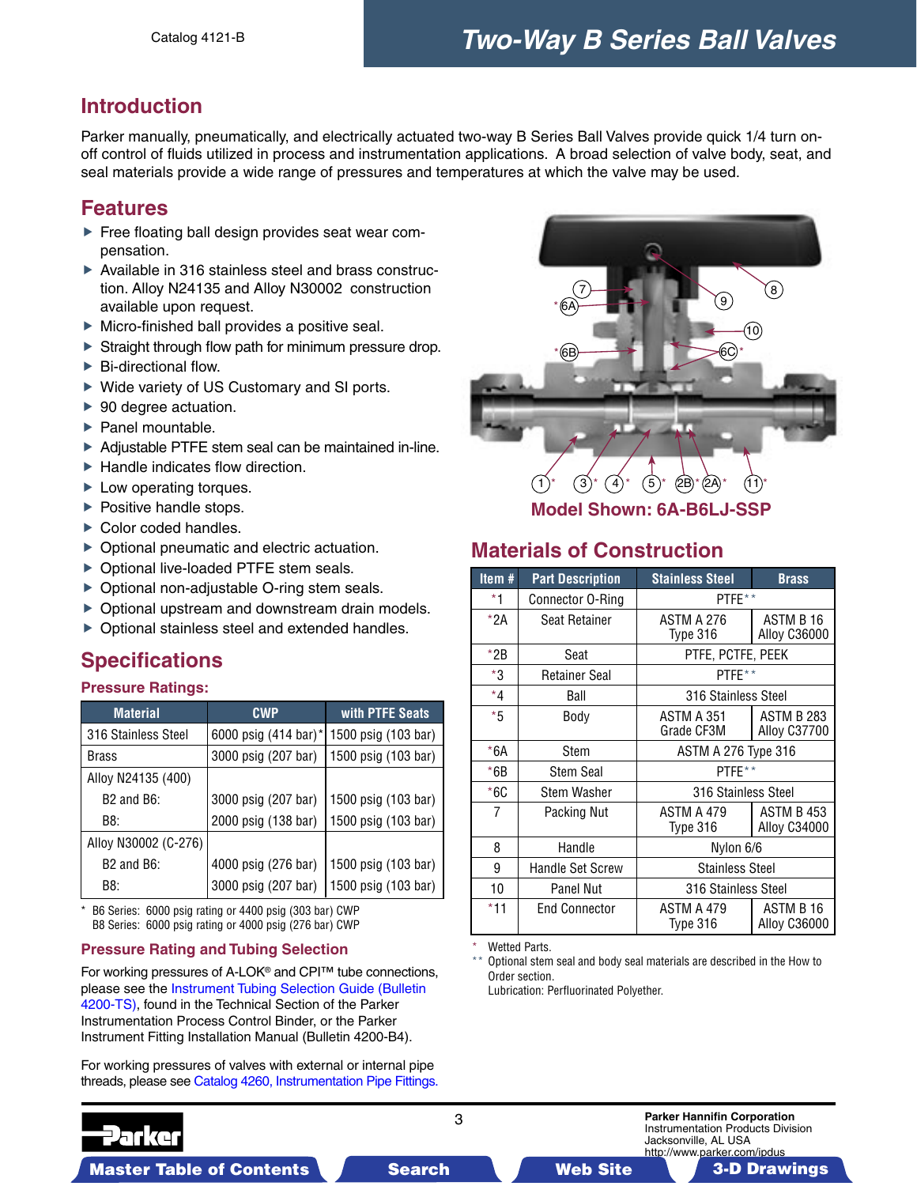# Two-Way B Series Ball Valves

## Introduction

Parker manually, pneumatically, and electrically actuated two-way B Series Ball Valves provide quick 1/4 turn on-off control of fluids utilized in process and instrumentation applications. A broad selection of valve body, seat, and seal materials provide a wide range of pressures and temperatures at which the valve may be used.

## Features

- Free floating ball design provides seat wear compensation.
- Available in 316 stainless steel and brass construction. Alloy N24135 and Alloy N30002 construction available upon request.
- Micro-finished ball provides a positive seal.
- Straight through flow path for minimum pressure drop.
- Bi-directional flow.
- Wide variety of US Customary and SI ports.
- 90 degree actuation.
- Panel mountable.
- Adjustable PTFE stem seal can be maintained in-line.
- Handle indicates flow direction.
- Low operating torques.
- Positive handle stops.
- Color coded handles.
- Optional pneumatic and electric actuation.
- Optional live-loaded PTFE stem seals.
- Optional non-adjustable O-ring stem seals.
- Optional upstream and downstream drain models.
- Optional stainless steel and extended handles.

## Specifications

### Pressure Ratings:

| Material | CWP | with PTFE Seats |
|---|---|---|
| 316 Stainless Steel | 6000 psig (414 bar)* | 1500 psig (103 bar) |
| Brass | 3000 psig (207 bar) | 1500 psig (103 bar) |
| Alloy N24135 (400) | | |
| B2 and B6: | 3000 psig (207 bar) | 1500 psig (103 bar) |
| B8: | 2000 psig (138 bar) | 1500 psig (103 bar) |
| Alloy N30002 (C-276) | | |
| B2 and B6: | 4000 psig (276 bar) | 1500 psig (103 bar) |
| B8: | 3000 psig (207 bar) | 1500 psig (103 bar) |

\* B6 Series: 6000 psig rating or 4400 psig (303 bar) CWP
B8 Series: 6000 psig rating or 4000 psig (276 bar) CWP

### Pressure Rating and Tubing Selection

For working pressures of A-LOK® and CPI™ tube connections, please see the Instrument Tubing Selection Guide (Bulletin 4200-TS), found in the Technical Section of the Parker Instrumentation Process Control Binder, or the Parker Instrument Fitting Installation Manual (Bulletin 4200-B4).

For working pressures of valves with external or internal pipe threads, please see Catalog 4260, Instrumentation Pipe Fittings.

Model Shown: 6A-B6LJ-SSP

## Materials of Construction

| Item # | Part Description | Stainless Steel | Brass |
|---|---|---|---|
| *1 | Connector O-Ring | PTFE** | |
| *2A | Seat Retainer | ASTM A 276 Type 316 | ASTM B 16 Alloy C36000 |
| *2B | Seat | PTFE, PCTFE, PEEK | |
| *3 | Retainer Seal | PTFE** | |
| *4 | Ball | 316 Stainless Steel | |
| *5 | Body | ASTM A 351 Grade CF3M | ASTM B 283 Alloy C37700 |
| *6A | Stem | ASTM A 276 Type 316 | |
| *6B | Stem Seal | PTFE** | |
| *6C | Stem Washer | 316 Stainless Steel | |
| 7 | Packing Nut | ASTM A 479 Type 316 | ASTM B 453 Alloy C34000 |
| 8 | Handle | Nylon 6/6 | |
| 9 | Handle Set Screw | Stainless Steel | |
| 10 | Panel Nut | 316 Stainless Steel | |
| *11 | End Connector | ASTM A 479 Type 316 | ASTM B 16 Alloy C36000 |

\* Wetted Parts.
\*\* Optional stem seal and body seal materials are described in the How to Order section.
Lubrication: Perfluorinated Polyether.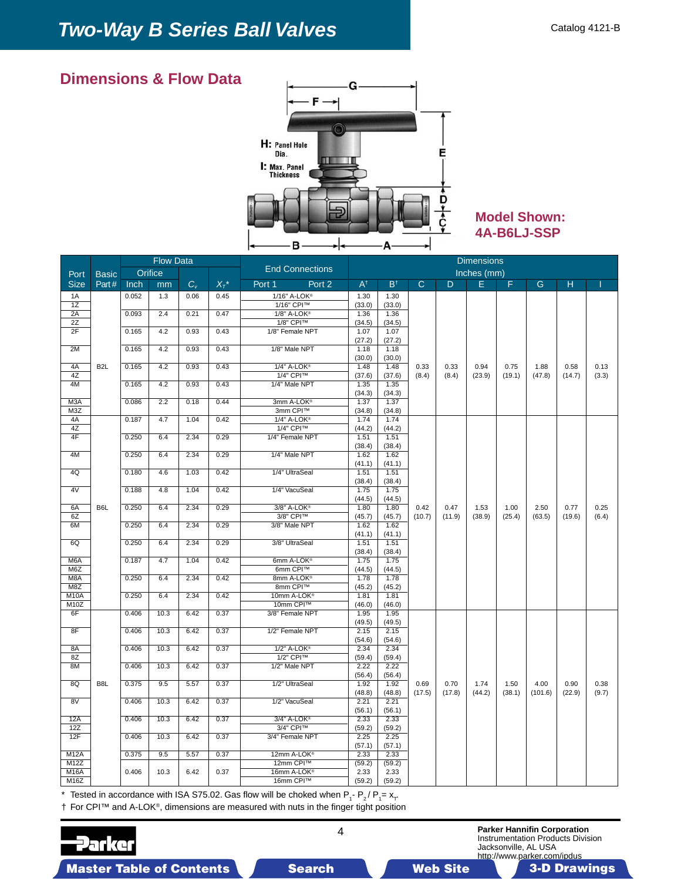## Dimensions & Flow Data

H: Panel Hole Dia.

I: Max. Panel Thickness

**Model Shown: 4A-B6LJ-SSP**

| Port Size | Basic Part # | Flow Data | | | | End Connections | | Dimensions Inches (mm) | | | | | | | | |
|---|---|---|---|---|---|---|---|---|---|---|---|---|---|---|---|---|
| | | Orifice Inch | Orifice mm | $C_v$ | $X_T$* | Port 1 | Port 2 | A† | B† | C | D | E | F | G | H | I |
| 1A | B2L | 0.052 | 1.3 | 0.06 | 0.45 | 1/16" A-LOK® | | 1.30 (33.0) | 1.30 (33.0) | 0.33 (8.4) | 0.33 (8.4) | 0.94 (23.9) | 0.75 (19.1) | 1.88 (47.8) | 0.58 (14.7) | 0.13 (3.3) |
| 1Z | | | | | | 1/16" CPI™ | | | | | | | | | | |
| 2A | | 0.093 | 2.4 | 0.21 | 0.47 | 1/8" A-LOK® | | 1.36 (34.5) | 1.36 (34.5) | | | | | | | |
| 2Z | | | | | | 1/8" CPI™ | | | | | | | | | | |
| 2F | | 0.165 | 4.2 | 0.93 | 0.43 | 1/8" Female NPT | | 1.07 (27.2) | 1.07 (27.2) | | | | | | | |
| 2M | | 0.165 | 4.2 | 0.93 | 0.43 | 1/8" Male NPT | | 1.18 (30.0) | 1.18 (30.0) | | | | | | | |
| 4A | | 0.165 | 4.2 | 0.93 | 0.43 | 1/4" A-LOK® | | 1.48 (37.6) | 1.48 (37.6) | | | | | | | |
| 4Z | | | | | | 1/4" CPI™ | | | | | | | | | | |
| 4M | | 0.165 | 4.2 | 0.93 | 0.43 | 1/4" Male NPT | | 1.35 (34.3) | 1.35 (34.3) | | | | | | | |
| M3A | | 0.086 | 2.2 | 0.18 | 0.44 | 3mm A-LOK® | | 1.37 (34.8) | 1.37 (34.8) | | | | | | | |
| M3Z | | | | | | 3mm CPI™ | | | | | | | | | | |
| 4A | B6L | 0.187 | 4.7 | 1.04 | 0.42 | 1/4" A-LOK® | | 1.74 (44.2) | 1.74 (44.2) | 0.42 (10.7) | 0.47 (11.9) | 1.53 (38.9) | 1.00 (25.4) | 2.50 (63.5) | 0.77 (19.6) | 0.25 (6.4) |
| 4Z | | | | | | 1/4" CPI™ | | | | | | | | | | |
| 4F | | 0.250 | 6.4 | 2.34 | 0.29 | 1/4" Female NPT | | 1.51 (38.4) | 1.51 (38.4) | | | | | | | |
| 4M | | 0.250 | 6.4 | 2.34 | 0.29 | 1/4" Male NPT | | 1.62 (41.1) | 1.62 (41.1) | | | | | | | |
| 4Q | | 0.180 | 4.6 | 1.03 | 0.42 | 1/4" UltraSeal | | 1.51 (38.4) | 1.51 (38.4) | | | | | | | |
| 4V | | 0.188 | 4.8 | 1.04 | 0.42 | 1/4" VacuSeal | | 1.75 (44.5) | 1.75 (44.5) | | | | | | | |
| 6A | | 0.250 | 6.4 | 2.34 | 0.29 | 3/8" A-LOK® | | 1.80 (45.7) | 1.80 (45.7) | | | | | | | |
| 6Z | | | | | | 3/8" CPI™ | | | | | | | | | | |
| 6M | | 0.250 | 6.4 | 2.34 | 0.29 | 3/8" Male NPT | | 1.62 (41.1) | 1.62 (41.1) | | | | | | | |
| 6Q | | 0.250 | 6.4 | 2.34 | 0.29 | 3/8" UltraSeal | | 1.51 (38.4) | 1.51 (38.4) | | | | | | | |
| M6A | | 0.187 | 4.7 | 1.04 | 0.42 | 6mm A-LOK® | | 1.75 (44.5) | 1.75 (44.5) | | | | | | | |
| M6Z | | | | | | 6mm CPI™ | | | | | | | | | | |
| M8A | | 0.250 | 6.4 | 2.34 | 0.42 | 8mm A-LOK® | | 1.78 (45.2) | 1.78 (45.2) | | | | | | | |
| M8Z | | | | | | 8mm CPI™ | | | | | | | | | | |
| M10A | | 0.250 | 6.4 | 2.34 | 0.42 | 10mm A-LOK® | | 1.81 (46.0) | 1.81 (46.0) | | | | | | | |
| M10Z | | | | | | 10mm CPI™ | | | | | | | | | | |
| 6F | B8L | 0.406 | 10.3 | 6.42 | 0.37 | 3/8" Female NPT | | 1.95 (49.5) | 1.95 (49.5) | 0.69 (17.5) | 0.70 (17.8) | 1.74 (44.2) | 1.50 (38.1) | 4.00 (101.6) | 0.90 (22.9) | 0.38 (9.7) |
| 8F | | 0.406 | 10.3 | 6.42 | 0.37 | 1/2" Female NPT | | 2.15 (54.6) | 2.15 (54.6) | | | | | | | |
| 8A | | 0.406 | 10.3 | 6.42 | 0.37 | 1/2" A-LOK® | | 2.34 (59.4) | 2.34 (59.4) | | | | | | | |
| 8Z | | | | | | 1/2" CPI™ | | | | | | | | | | |
| 8M | | 0.406 | 10.3 | 6.42 | 0.37 | 1/2" Male NPT | | 2.22 (56.4) | 2.22 (56.4) | | | | | | | |
| 8Q | | 0.375 | 9.5 | 5.57 | 0.37 | 1/2" UltraSeal | | 1.92 (48.8) | 1.92 (48.8) | | | | | | | |
| 8V | | 0.406 | 10.3 | 6.42 | 0.37 | 1/2" VacuSeal | | 2.21 (56.1) | 2.21 (56.1) | | | | | | | |
| 12A | | 0.406 | 10.3 | 6.42 | 0.37 | 3/4" A-LOK® | | 2.33 (59.2) | 2.33 (59.2) | | | | | | | |
| 12Z | | | | | | 3/4" CPI™ | | | | | | | | | | |
| 12F | | 0.406 | 10.3 | 6.42 | 0.37 | 3/4" Female NPT | | 2.25 (57.1) | 2.25 (57.1) | | | | | | | |
| M12A | | 0.375 | 9.5 | 5.57 | 0.37 | 12mm A-LOK® | | 2.33 (59.2) | 2.33 (59.2) | | | | | | | |
| M12Z | | | | | | 12mm CPI™ | | | | | | | | | | |
| M16A | | 0.406 | 10.3 | 6.42 | 0.37 | 16mm A-LOK® | | 2.33 (59.2) | 2.33 (59.2) | | | | | | | |
| M16Z | | | | | | 16mm CPI™ | | | | | | | | | | |

\* Tested in accordance with ISA S75.02. Gas flow will be choked when $P_1 - P_2 / P_1 = x_T$.

† For CPI™ and A-LOK®, dimensions are measured with nuts in the finger tight position

**Parker Hannifin Corporation**
Instrumentation Products Division
Jacksonville, AL USA
http://www.parker.com/ipdus

Master Table of Contents | Search | Web Site | 3-D Drawings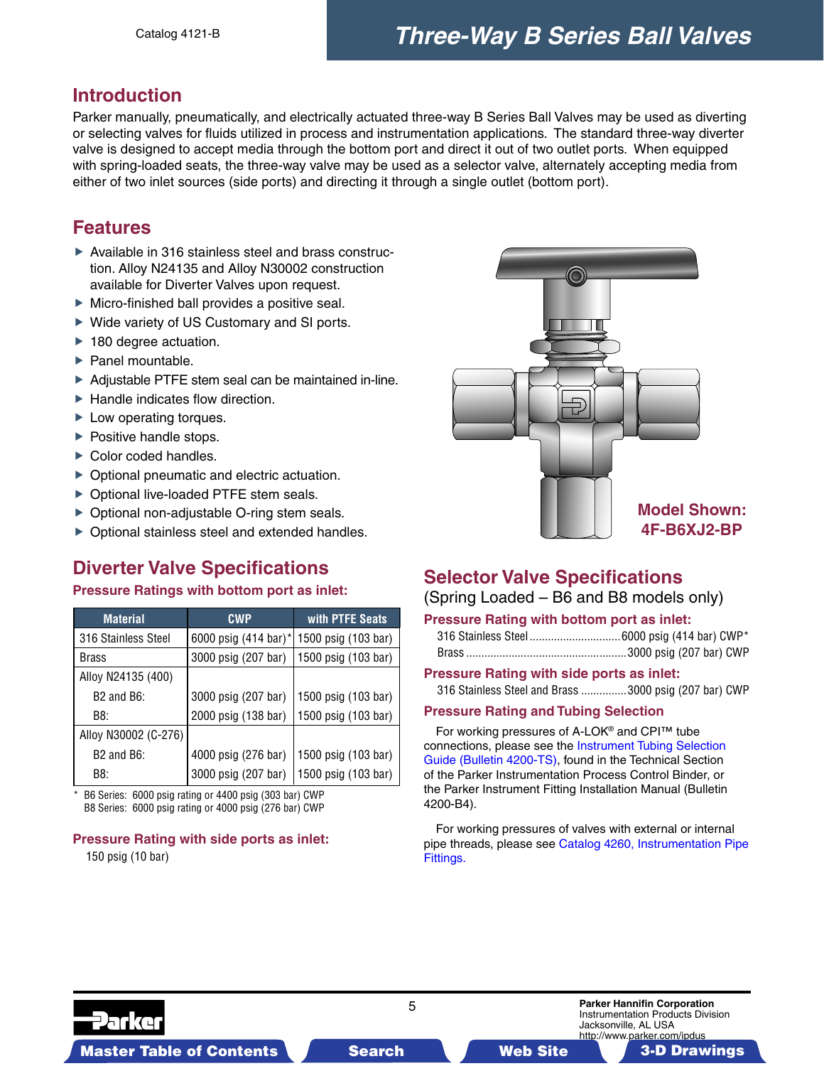# Three-Way B Series Ball Valves

## Introduction

Parker manually, pneumatically, and electrically actuated three-way B Series Ball Valves may be used as diverting or selecting valves for fluids utilized in process and instrumentation applications. The standard three-way diverter valve is designed to accept media through the bottom port and direct it out of two outlet ports. When equipped with spring-loaded seats, the three-way valve may be used as a selector valve, alternately accepting media from either of two inlet sources (side ports) and directing it through a single outlet (bottom port).

## Features

- Available in 316 stainless steel and brass construction. Alloy N24135 and Alloy N30002 construction available for Diverter Valves upon request.
- Micro-finished ball provides a positive seal.
- Wide variety of US Customary and SI ports.
- 180 degree actuation.
- Panel mountable.
- Adjustable PTFE stem seal can be maintained in-line.
- Handle indicates flow direction.
- Low operating torques.
- Positive handle stops.
- Color coded handles.
- Optional pneumatic and electric actuation.
- Optional live-loaded PTFE stem seals.
- Optional non-adjustable O-ring stem seals.
- Optional stainless steel and extended handles.

**Model Shown: 4F-B6XJ2-BP**

## Diverter Valve Specifications

### Pressure Ratings with bottom port as inlet:

| Material | CWP | with PTFE Seats |
|---|---|---|
| 316 Stainless Steel | 6000 psig (414 bar)* | 1500 psig (103 bar) |
| Brass | 3000 psig (207 bar) | 1500 psig (103 bar) |
| Alloy N24135 (400) | | |
| B2 and B6: | 3000 psig (207 bar) | 1500 psig (103 bar) |
| B8: | 2000 psig (138 bar) | 1500 psig (103 bar) |
| Alloy N30002 (C-276) | | |
| B2 and B6: | 4000 psig (276 bar) | 1500 psig (103 bar) |
| B8: | 3000 psig (207 bar) | 1500 psig (103 bar) |

\* B6 Series: 6000 psig rating or 4400 psig (303 bar) CWP
B8 Series: 6000 psig rating or 4000 psig (276 bar) CWP

### Pressure Rating with side ports as inlet:

150 psig (10 bar)

## Selector Valve Specifications

(Spring Loaded – B6 and B8 models only)

### Pressure Rating with bottom port as inlet:

316 Stainless Steel .............................6000 psig (414 bar) CWP*
Brass ....................................................3000 psig (207 bar) CWP

### Pressure Rating with side ports as inlet:

316 Stainless Steel and Brass ..............3000 psig (207 bar) CWP

### Pressure Rating and Tubing Selection

For working pressures of A-LOK® and CPI™ tube connections, please see the Instrument Tubing Selection Guide (Bulletin 4200-TS), found in the Technical Section of the Parker Instrumentation Process Control Binder, or the Parker Instrument Fitting Installation Manual (Bulletin 4200-B4).

For working pressures of valves with external or internal pipe threads, please see Catalog 4260, Instrumentation Pipe Fittings.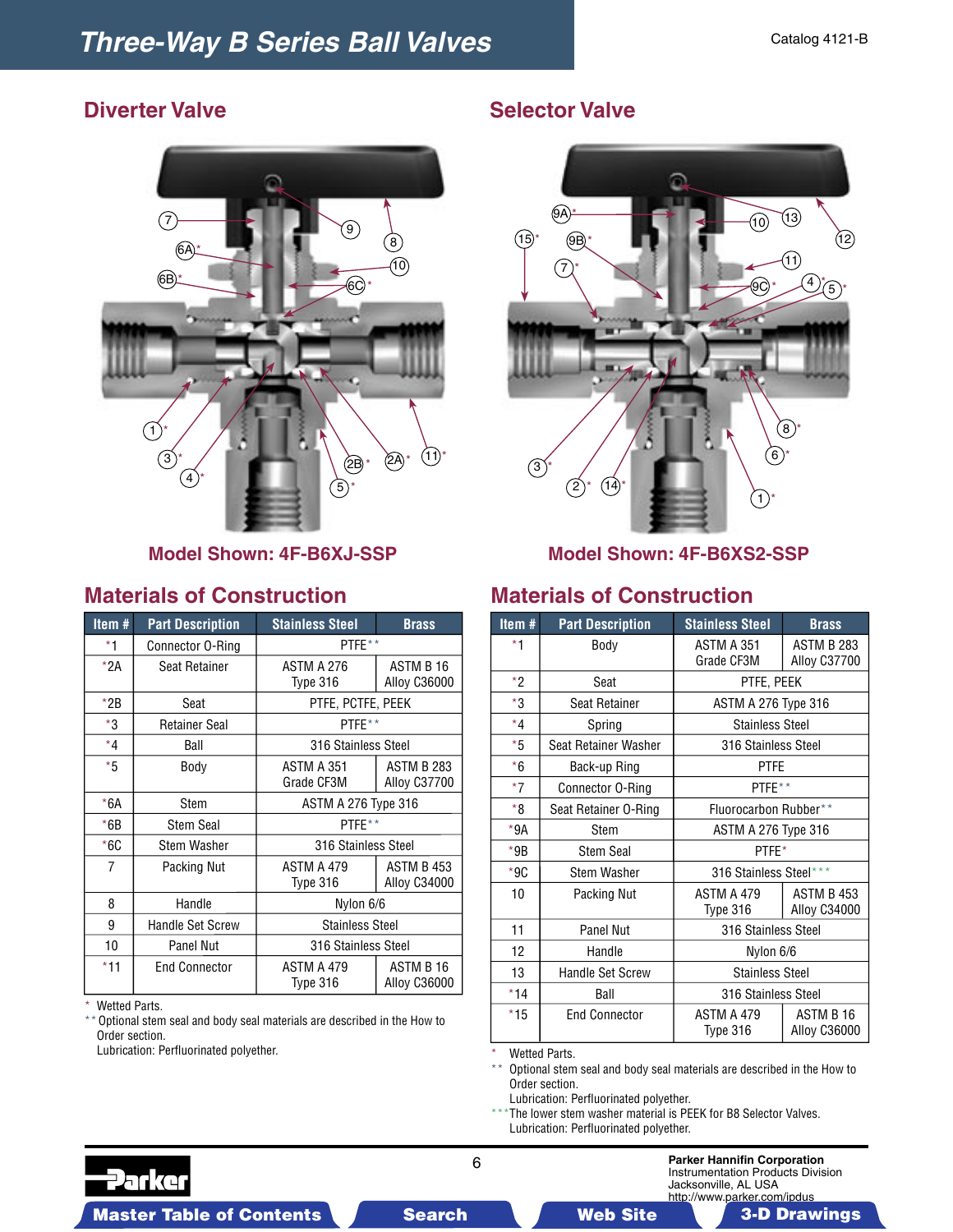# Three-Way B Series Ball Valves

Catalog 4121-B

## Diverter Valve

Model Shown: 4F-B6XJ-SSP

## Materials of Construction

| Item # | Part Description | Stainless Steel | Brass |
|---|---|---|---|
| *1 | Connector O-Ring | PTFE** | |
| *2A | Seat Retainer | ASTM A 276 Type 316 | ASTM B 16 Alloy C36000 |
| *2B | Seat | PTFE, PCTFE, PEEK | |
| *3 | Retainer Seal | PTFE** | |
| *4 | Ball | 316 Stainless Steel | |
| *5 | Body | ASTM A 351 Grade CF3M | ASTM B 283 Alloy C37700 |
| *6A | Stem | ASTM A 276 Type 316 | |
| *6B | Stem Seal | PTFE** | |
| *6C | Stem Washer | 316 Stainless Steel | |
| 7 | Packing Nut | ASTM A 479 Type 316 | ASTM B 453 Alloy C34000 |
| 8 | Handle | Nylon 6/6 | |
| 9 | Handle Set Screw | Stainless Steel | |
| 10 | Panel Nut | 316 Stainless Steel | |
| *11 | End Connector | ASTM A 479 Type 316 | ASTM B 16 Alloy C36000 |

\* Wetted Parts.
** Optional stem seal and body seal materials are described in the How to Order section.
Lubrication: Perfluorinated polyether.

## Selector Valve

Model Shown: 4F-B6XS2-SSP

## Materials of Construction

| Item # | Part Description | Stainless Steel | Brass |
|---|---|---|---|
| *1 | Body | ASTM A 351 Grade CF3M | ASTM B 283 Alloy C37700 |
| *2 | Seat | PTFE, PEEK | |
| *3 | Seat Retainer | ASTM A 276 Type 316 | |
| *4 | Spring | Stainless Steel | |
| *5 | Seat Retainer Washer | 316 Stainless Steel | |
| *6 | Back-up Ring | PTFE | |
| *7 | Connector O-Ring | PTFE** | |
| *8 | Seat Retainer O-Ring | Fluorocarbon Rubber** | |
| *9A | Stem | ASTM A 276 Type 316 | |
| *9B | Stem Seal | PTFE* | |
| *9C | Stem Washer | 316 Stainless Steel*** | |
| 10 | Packing Nut | ASTM A 479 Type 316 | ASTM B 453 Alloy C34000 |
| 11 | Panel Nut | 316 Stainless Steel | |
| 12 | Handle | Nylon 6/6 | |
| 13 | Handle Set Screw | Stainless Steel | |
| *14 | Ball | 316 Stainless Steel | |
| *15 | End Connector | ASTM A 479 Type 316 | ASTM B 16 Alloy C36000 |

\* Wetted Parts.
** Optional stem seal and body seal materials are described in the How to Order section.
Lubrication: Perfluorinated polyether.
*** The lower stem washer material is PEEK for B8 Selector Valves.
Lubrication: Perfluorinated polyether.

Parker Hannifin Corporation
Instrumentation Products Division
Jacksonville, AL USA
http://www.parker.com/ipdus

Master Table of Contents | Search | Web Site | 3-D Drawings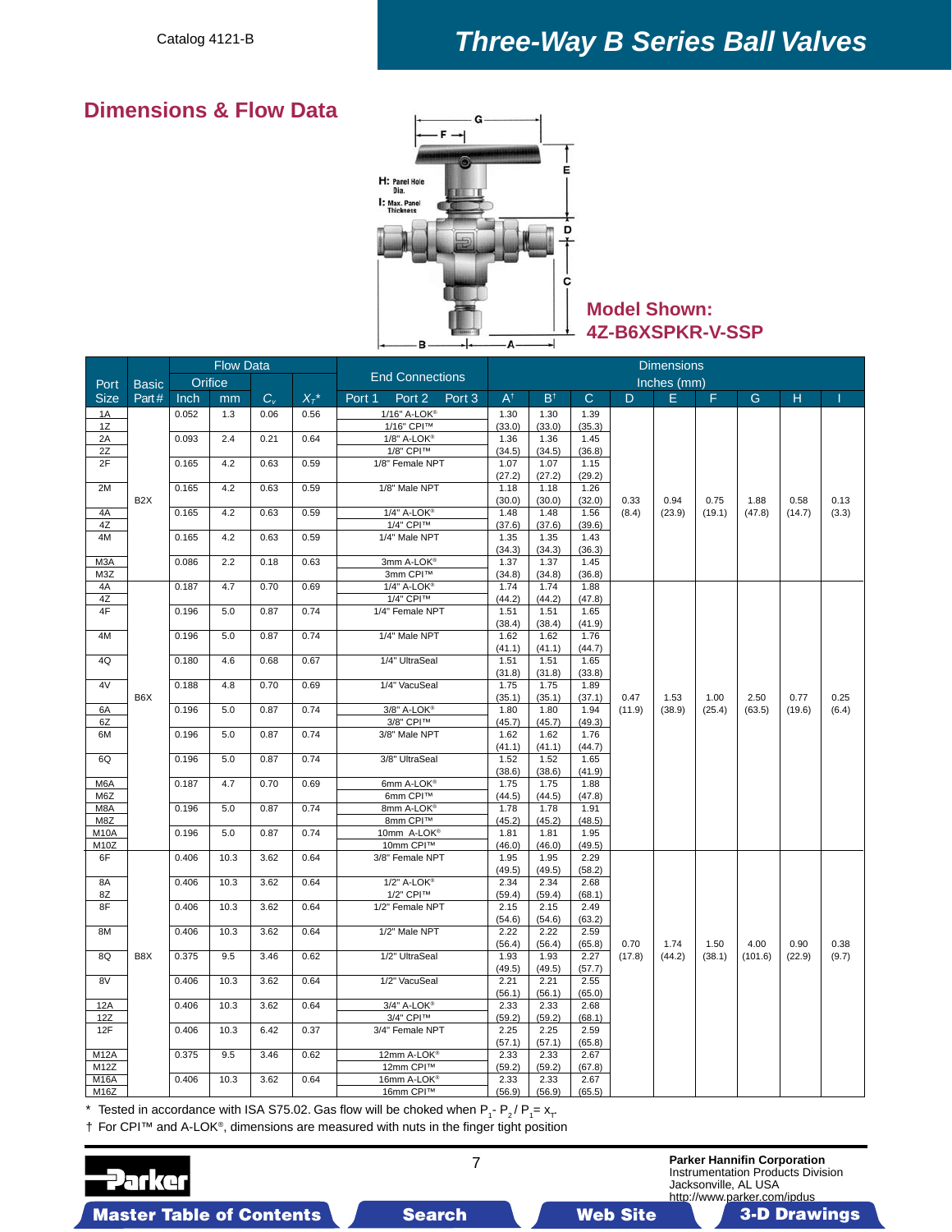## Dimensions & Flow Data

H: Panel Hole Dia.

I: Max. Panel Thickness

**Model Shown: 4Z-B6XSPKR-V-SSP**

| Port Size | Basic Part# | Flow Data Orifice Inch | Orifice mm | $C_v$ | $X_T$* | End Connections Port 1 / Port 2 / Port 3 | A† | B† | C | D | E | F | G | H | I |
|---|---|---|---|---|---|---|---|---|---|---|---|---|---|---|---|
| 1A | B2X | 0.052 | 1.3 | 0.06 | 0.56 | 1/16" A-LOK® | 1.30 (33.0) | 1.30 (33.0) | 1.39 (35.3) | 0.33 (8.4) | 0.94 (23.9) | 0.75 (19.1) | 1.88 (47.8) | 0.58 (14.7) | 0.13 (3.3) |
| 1Z | | | | | | 1/16" CPI™ | | | | | | | | | |
| 2A | | 0.093 | 2.4 | 0.21 | 0.64 | 1/8" A-LOK® | 1.36 (34.5) | 1.36 (34.5) | 1.45 (36.8) | | | | | | |
| 2Z | | | | | | 1/8" CPI™ | | | | | | | | | |
| 2F | | 0.165 | 4.2 | 0.63 | 0.59 | 1/8" Female NPT | 1.07 (27.2) | 1.07 (27.2) | 1.15 (29.2) | | | | | | |
| 2M | | 0.165 | 4.2 | 0.63 | 0.59 | 1/8" Male NPT | 1.18 (30.0) | 1.18 (30.0) | 1.26 (32.0) | | | | | | |
| 4A | | 0.165 | 4.2 | 0.63 | 0.59 | 1/4" A-LOK® | 1.48 (37.6) | 1.48 (37.6) | 1.56 (39.6) | | | | | | |
| 4Z | | | | | | 1/4" CPI™ | | | | | | | | | |
| 4M | | 0.165 | 4.2 | 0.63 | 0.59 | 1/4" Male NPT | 1.35 (34.3) | 1.35 (34.3) | 1.43 (36.3) | | | | | | |
| M3A | | 0.086 | 2.2 | 0.18 | 0.63 | 3mm A-LOK® | 1.37 (34.8) | 1.37 (34.8) | 1.45 (36.8) | | | | | | |
| M3Z | | | | | | 3mm CPI™ | | | | | | | | | |
| 4A | B6X | 0.187 | 4.7 | 0.70 | 0.69 | 1/4" A-LOK® | 1.74 (44.2) | 1.74 (44.2) | 1.88 (47.8) | 0.47 (11.9) | 1.53 (38.9) | 1.00 (25.4) | 2.50 (63.5) | 0.77 (19.6) | 0.25 (6.4) |
| 4Z | | | | | | 1/4" CPI™ | | | | | | | | | |
| 4F | | 0.196 | 5.0 | 0.87 | 0.74 | 1/4" Female NPT | 1.51 (38.4) | 1.51 (38.4) | 1.65 (41.9) | | | | | | |
| 4M | | 0.196 | 5.0 | 0.87 | 0.74 | 1/4" Male NPT | 1.62 (41.1) | 1.62 (41.1) | 1.76 (44.7) | | | | | | |
| 4Q | | 0.180 | 4.6 | 0.68 | 0.67 | 1/4" UltraSeal | 1.51 (31.8) | 1.51 (31.8) | 1.65 (33.8) | | | | | | |
| 4V | | 0.188 | 4.8 | 0.70 | 0.69 | 1/4" VacuSeal | 1.75 (35.1) | 1.75 (35.1) | 1.89 (37.1) | | | | | | |
| 6A | | 0.196 | 5.0 | 0.87 | 0.74 | 3/8" A-LOK® | 1.80 (45.7) | 1.80 (45.7) | 1.94 (49.3) | | | | | | |
| 6Z | | | | | | 3/8" CPI™ | | | | | | | | | |
| 6M | | 0.196 | 5.0 | 0.87 | 0.74 | 3/8" Male NPT | 1.62 (41.1) | 1.62 (41.1) | 1.76 (44.7) | | | | | | |
| 6Q | | 0.196 | 5.0 | 0.87 | 0.74 | 3/8" UltraSeal | 1.52 (38.6) | 1.52 (38.6) | 1.65 (41.9) | | | | | | |
| M6A | | 0.187 | 4.7 | 0.70 | 0.69 | 6mm A-LOK® | 1.75 (44.5) | 1.75 (44.5) | 1.88 (47.8) | | | | | | |
| M6Z | | | | | | 6mm CPI™ | | | | | | | | | |
| M8A | | 0.196 | 5.0 | 0.87 | 0.74 | 8mm A-LOK® | 1.78 (45.2) | 1.78 (45.2) | 1.91 (48.5) | | | | | | |
| M8Z | | | | | | 8mm CPI™ | | | | | | | | | |
| M10A | | 0.196 | 5.0 | 0.87 | 0.74 | 10mm A-LOK® | 1.81 (46.0) | 1.81 (46.0) | 1.95 (49.5) | | | | | | |
| M10Z | | | | | | 10mm CPI™ | | | | | | | | | |
| 6F | B8X | 0.406 | 10.3 | 3.62 | 0.64 | 3/8" Female NPT | 1.95 (49.5) | 1.95 (49.5) | 2.29 (58.2) | 0.70 (17.8) | 1.74 (44.2) | 1.50 (38.1) | 4.00 (101.6) | 0.90 (22.9) | 0.38 (9.7) |
| 8A | | 0.406 | 10.3 | 3.62 | 0.64 | 1/2" A-LOK® | 2.34 (59.4) | 2.34 (59.4) | 2.68 (68.1) | | | | | | |
| 8Z | | | | | | 1/2" CPI™ | | | | | | | | | |
| 8F | | 0.406 | 10.3 | 3.62 | 0.64 | 1/2" Female NPT | 2.15 (54.6) | 2.15 (54.6) | 2.49 (63.2) | | | | | | |
| 8M | | 0.406 | 10.3 | 3.62 | 0.64 | 1/2" Male NPT | 2.22 (56.4) | 2.22 (56.4) | 2.59 (65.8) | | | | | | |
| 8Q | | 0.375 | 9.5 | 3.46 | 0.62 | 1/2" UltraSeal | 1.93 (49.5) | 1.93 (49.5) | 2.27 (57.7) | | | | | | |
| 8V | | 0.406 | 10.3 | 3.62 | 0.64 | 1/2" VacuSeal | 2.21 (56.1) | 2.21 (56.1) | 2.55 (65.0) | | | | | | |
| 12A | | 0.406 | 10.3 | 3.62 | 0.64 | 3/4" A-LOK® | 2.33 (59.2) | 2.33 (59.2) | 2.68 (68.1) | | | | | | |
| 12Z | | | | | | 3/4" CPI™ | | | | | | | | | |
| 12F | | 0.406 | 10.3 | 6.42 | 0.37 | 3/4" Female NPT | 2.25 (57.1) | 2.25 (57.1) | 2.59 (65.8) | | | | | | |
| M12A | | 0.375 | 9.5 | 3.46 | 0.62 | 12mm A-LOK® | 2.33 (59.2) | 2.33 (59.2) | 2.67 (67.8) | | | | | | |
| M12Z | | | | | | 12mm CPI™ | | | | | | | | | |
| M16A | | 0.406 | 10.3 | 3.62 | 0.64 | 16mm A-LOK® | 2.33 (56.9) | 2.33 (56.9) | 2.67 (65.5) | | | | | | |
| M16Z | | | | | | 16mm CPI™ | | | | | | | | | |

\* Tested in accordance with ISA S75.02. Gas flow will be choked when $P_1 - P_2 / P_1 = x_T$.

† For CPI™ and A-LOK®, dimensions are measured with nuts in the finger tight position

Parker Hannifin Corporation
Instrumentation Products Division
Jacksonville, AL USA
http://www.parker.com/ipdus

Master Table of Contents | Search | Web Site | 3-D Drawings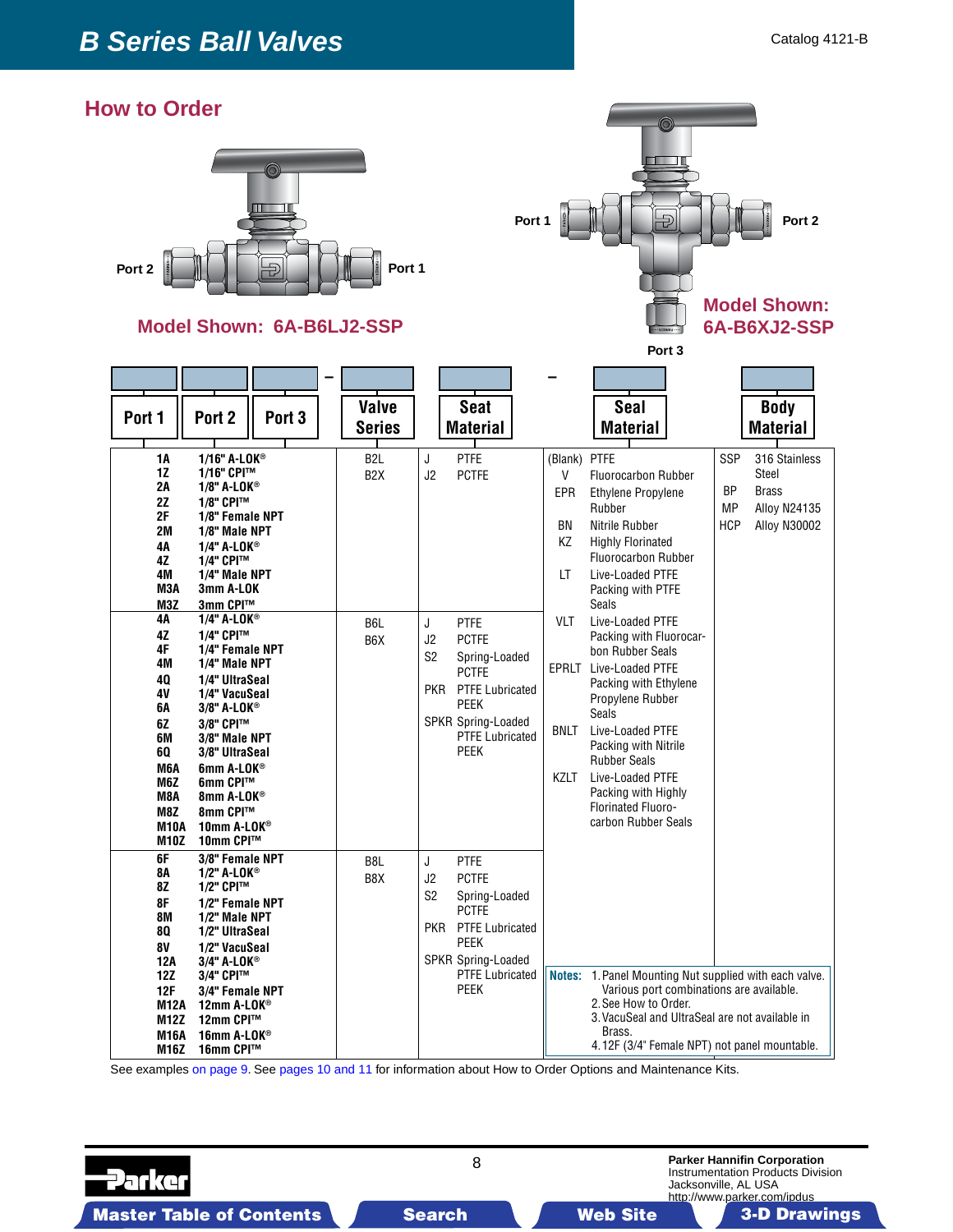## How to Order

Port 2 — Port 1

Model Shown: 6A-B6LJ2-SSP

Port 1 — Port 2 — Port 3

Model Shown: 6A-B6XJ2-SSP

| Port 1 | Port 2 | Port 3 | – | Valve Series | Seat Material | – | Seal Material | Body Material |
|---|---|---|---|---|---|---|---|---|

| Port Code | Port Description | Valve Series | Seat Code | Seat Material |
|---|---|---|---|---|
| 1A | 1/16" A-LOK® | B2L | J | PTFE |
| 1Z | 1/16" CPI™ | B2X | J2 | PCTFE |
| 2A | 1/8" A-LOK® | | | |
| 2Z | 1/8" CPI™ | | | |
| 2F | 1/8" Female NPT | | | |
| 2M | 1/8" Male NPT | | | |
| 4A | 1/4" A-LOK® | | | |
| 4Z | 1/4" CPI™ | | | |
| 4M | 1/4" Male NPT | | | |
| M3A | 3mm A-LOK | | | |
| M3Z | 3mm CPI™ | | | |
| 4A | 1/4" A-LOK® | B6L | J | PTFE |
| 4Z | 1/4" CPI™ | B6X | J2 | PCTFE |
| 4F | 1/4" Female NPT | | S2 | Spring-Loaded PCTFE |
| 4M | 1/4" Male NPT | | PKR | PTFE Lubricated PEEK |
| 4Q | 1/4" UltraSeal | | SPKR | Spring-Loaded PTFE Lubricated PEEK |
| 4V | 1/4" VacuSeal | | | |
| 6A | 3/8" A-LOK® | | | |
| 6Z | 3/8" CPI™ | | | |
| 6M | 3/8" Male NPT | | | |
| 6Q | 3/8" UltraSeal | | | |
| M6A | 6mm A-LOK® | | | |
| M6Z | 6mm CPI™ | | | |
| M8A | 8mm A-LOK® | | | |
| M8Z | 8mm CPI™ | | | |
| M10A | 10mm A-LOK® | | | |
| M10Z | 10mm CPI™ | | | |
| 6F | 3/8" Female NPT | B8L | J | PTFE |
| 8A | 1/2" A-LOK® | B8X | J2 | PCTFE |
| 8Z | 1/2" CPI™ | | S2 | Spring-Loaded PCTFE |
| 8F | 1/2" Female NPT | | PKR | PTFE Lubricated PEEK |
| 8M | 1/2" Male NPT | | SPKR | Spring-Loaded PTFE Lubricated PEEK |
| 8Q | 1/2" UltraSeal | | | |
| 8V | 1/2" VacuSeal | | | |
| 12A | 3/4" A-LOK® | | | |
| 12Z | 3/4" CPI™ | | | |
| 12F | 3/4" Female NPT | | | |
| M12A | 12mm A-LOK® | | | |
| M12Z | 12mm CPI™ | | | |
| M16A | 16mm A-LOK® | | | |
| M16Z | 16mm CPI™ | | | |

| Seal Code | Seal Material |
|---|---|
| (Blank) | PTFE |
| V | Fluorocarbon Rubber |
| EPR | Ethylene Propylene Rubber |
| BN | Nitrile Rubber |
| KZ | Highly Florinated Fluorocarbon Rubber |
| LT | Live-Loaded PTFE Packing with PTFE Seals |
| VLT | Live-Loaded PTFE Packing with Fluorocarbon Rubber Seals |
| EPRLT | Live-Loaded PTFE Packing with Ethylene Propylene Rubber Seals |
| BNLT | Live-Loaded PTFE Packing with Nitrile Rubber Seals |
| KZLT | Live-Loaded PTFE Packing with Highly Florinated Fluorocarbon Rubber Seals |

| Body Code | Body Material |
|---|---|
| SSP | 316 Stainless Steel |
| BP | Brass |
| MP | Alloy N24135 |
| HCP | Alloy N30002 |

**Notes:**
1. Panel Mounting Nut supplied with each valve. Various port combinations are available.
2. See How to Order.
3. VacuSeal and UltraSeal are not available in Brass.
4. 12F (3/4" Female NPT) not panel mountable.

See examples on page 9. See pages 10 and 11 for information about How to Order Options and Maintenance Kits.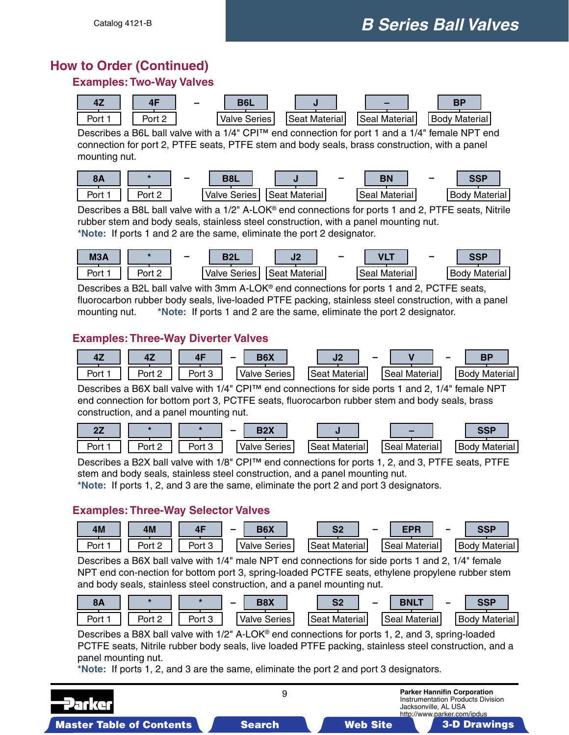## How to Order (Continued)

### Examples: Two-Way Valves

| 4Z | 4F | – | B6L | J | – | BP |
|---|---|---|---|---|---|---|
| Port 1 | Port 2 | | Valve Series | Seat Material | Seal Material | Body Material |

Describes a B6L ball valve with a 1/4" CPI™ end connection for port 1 and a 1/4" female NPT end connection for port 2, PTFE seats, PTFE stem and body seals, brass construction, with a panel mounting nut.

| 8A | * | – | B8L | J | – | BN | – | SSP |
|---|---|---|---|---|---|---|---|---|
| Port 1 | Port 2 | | Valve Series | Seat Material | | Seal Material | | Body Material |

Describes a B8L ball valve with a 1/2" A-LOK® end connections for ports 1 and 2, PTFE seats, Nitrile rubber stem and body seals, stainless steel construction, with a panel mounting nut.

***Note:** If ports 1 and 2 are the same, eliminate the port 2 designator.

| M3A | * | – | B2L | J2 | – | VLT | – | SSP |
|---|---|---|---|---|---|---|---|---|
| Port 1 | Port 2 | | Valve Series | Seat Material | | Seal Material | | Body Material |

Describes a B2L ball valve with 3mm A-LOK® end connections for ports 1 and 2, PCTFE seats, fluorocarbon rubber body seals, live-loaded PTFE packing, stainless steel construction, with a panel mounting nut. ***Note:** If ports 1 and 2 are the same, eliminate the port 2 designator.

### Examples: Three-Way Diverter Valves

| 4Z | 4Z | 4F | – | B6X | J2 | – | V | – | BP |
|---|---|---|---|---|---|---|---|---|---|
| Port 1 | Port 2 | Port 3 | | Valve Series | Seat Material | | Seal Material | | Body Material |

Describes a B6X ball valve with 1/4" CPI™ end connections for side ports 1 and 2, 1/4" female NPT end connection for bottom port 3, PCTFE seats, fluorocarbon rubber stem and body seals, brass construction, and a panel mounting nut.

| 2Z | * | * | – | B2X | J | – | SSP |
|---|---|---|---|---|---|---|---|
| Port 1 | Port 2 | Port 3 | | Valve Series | Seat Material | Seal Material | Body Material |

Describes a B2X ball valve with 1/8" CPI™ end connections for ports 1, 2, and 3, PTFE seats, PTFE stem and body seals, stainless steel construction, and a panel mounting nut.

***Note:** If ports 1, 2, and 3 are the same, eliminate the port 2 and port 3 designators.

### Examples: Three-Way Selector Valves

| 4M | 4M | 4F | – | B6X | S2 | – | EPR | – | SSP |
|---|---|---|---|---|---|---|---|---|---|
| Port 1 | Port 2 | Port 3 | | Valve Series | Seat Material | | Seal Material | | Body Material |

Describes a B6X ball valve with 1/4" male NPT end connections for side ports 1 and 2, 1/4" female NPT end con-nection for bottom port 3, spring-loaded PCTFE seats, ethylene propylene rubber stem and body seals, stainless steel construction, and a panel mounting nut.

| 8A | * | * | – | B8X | S2 | – | BNLT | – | SSP |
|---|---|---|---|---|---|---|---|---|---|
| Port 1 | Port 2 | Port 3 | | Valve Series | Seat Material | | Seal Material | | Body Material |

Describes a B8X ball valve with 1/2" A-LOK® end connections for ports 1, 2, and 3, spring-loaded PCTFE seats, Nitrile rubber body seals, live loaded PTFE packing, stainless steel construction, and a panel mounting nut.

***Note:** If ports 1, 2, and 3 are the same, eliminate the port 2 and port 3 designators.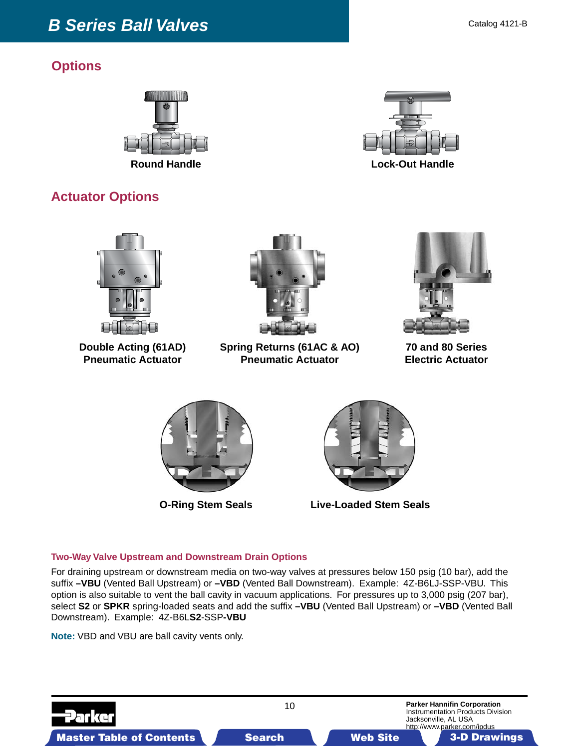## Options

Round Handle

Lock-Out Handle

## Actuator Options

Double Acting (61AD) Pneumatic Actuator

Spring Returns (61AC & AO) Pneumatic Actuator

70 and 80 Series Electric Actuator

O-Ring Stem Seals

Live-Loaded Stem Seals

### Two-Way Valve Upstream and Downstream Drain Options

For draining upstream or downstream media on two-way valves at pressures below 150 psig (10 bar), add the suffix **–VBU** (Vented Ball Upstream) or **–VBD** (Vented Ball Downstream). Example: 4Z-B6LJ-SSP-VBU. This option is also suitable to vent the ball cavity in vacuum applications. For pressures up to 3,000 psig (207 bar), select **S2** or **SPKR** spring-loaded seats and add the suffix **–VBU** (Vented Ball Upstream) or **–VBD** (Vented Ball Downstream). Example: 4Z-B6L**S2**-SSP**-VBU**

**Note:** VBD and VBU are ball cavity vents only.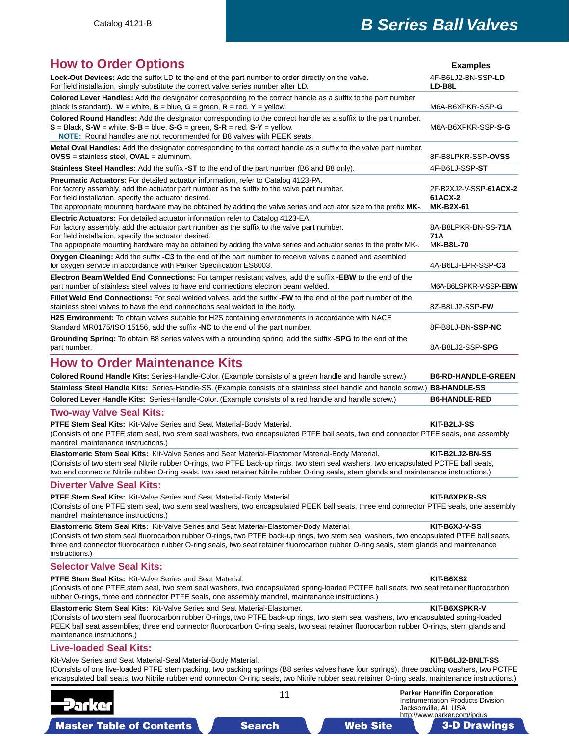## How to Order Options

| Option | Examples |
|---|---|
| **Lock-Out Devices:** Add the suffix LD to the end of the part number to order directly on the valve. For field installation, simply substitute the correct valve series number after LD. | 4F-B6LJ2-BN-SSP-**LD**<br>**LD-B8L** |
| **Colored Lever Handles:** Add the designator corresponding to the correct handle as a suffix to the part number (black is standard). **W** = white, **B** = blue, **G** = green, **R** = red, **Y** = yellow. | M6A-B6XPKR-SSP-**G** |
| **Colored Round Handles:** Add the designator corresponding to the correct handle as a suffix to the part number. **S** = Black, **S-W** = white, **S-B** = blue, **S-G** = green, **S-R** = red, **S-Y** = yellow.<br>**NOTE:** Round handles are not recommended for B8 valves with PEEK seats. | M6A-B6XPKR-SSP-**S-G** |
| **Metal Oval Handles:** Add the designator corresponding to the correct handle as a suffix to the valve part number. **OVSS** = stainless steel, **OVAL** = aluminum. | 8F-B8LPKR-SSP-**OVSS** |
| **Stainless Steel Handles:** Add the suffix **-ST** to the end of the part number (B6 and B8 only). | 4F-B6LJ-SSP-**ST** |
| **Pneumatic Actuators:** For detailed actuator information, refer to Catalog 4123-PA.<br>For factory assembly, add the actuator part number as the suffix to the valve part number.<br>For field installation, specify the actuator desired.<br>The appropriate mounting hardware may be obtained by adding the valve series and actuator size to the prefix **MK-**. | 2F-B2XJ2-V-SSP-**61ACX-2**<br>**61ACX-2**<br>**MK-B2X-61** |
| **Electric Actuators:** For detailed actuator information refer to Catalog 4123-EA.<br>For factory assembly, add the actuator part number as the suffix to the valve part number.<br>For field installation, specify the actuator desired.<br>The appropriate mounting hardware may be obtained by adding the valve series and actuator series to the prefix MK-. | 8A-B8LPKR-BN-SS-**71A**<br>**71A**<br>MK-**B8L-70** |
| **Oxygen Cleaning:** Add the suffix **-C3** to the end of the part number to receive valves cleaned and asembled for oxygen service in accordance with Parker Specification ES8003. | 4A-B6LJ-EPR-SSP-**C3** |
| **Electron Beam Welded End Connections:** For tamper resistant valves, add the suffix **-EBW** to the end of the part number of stainless steel valves to have end connections electron beam welded. | M6A-B6LSPKR-V-SSP-**EBW** |
| **Fillet Weld End Connections:** For seal welded valves, add the suffix **-FW** to the end of the part number of the stainless steel valves to have the end connections seal welded to the body. | 8Z-B8LJ2-SSP-**FW** |
| **H2S Environment:** To obtain valves suitable for H2S containing environments in accordance with NACE Standard MR0175/ISO 15156, add the suffix **-NC** to the end of the part number. | 8F-B8LJ-BN-**SSP-NC** |
| **Grounding Spring:** To obtain B8 series valves with a grounding spring, add the suffix **-SPG** to the end of the part number. | 8A-B8LJ2-SSP-**SPG** |

## How to Order Maintenance Kits

| Kit | Example |
|---|---|
| **Colored Round Handle Kits:** Series-Handle-Color. (Example consists of a green handle and handle screw.) | **B6-RD-HANDLE-GREEN** |
| **Stainless Steel Handle Kits:** Series-Handle-SS. (Example consists of a stainless steel handle and handle screw.) | **B8-HANDLE-SS** |
| **Colored Lever Handle Kits:** Series-Handle-Color. (Example consists of a red handle and handle screw.) | **B6-HANDLE-RED** |

### Two-way Valve Seal Kits:

**PTFE Stem Seal Kits:** Kit-Valve Series and Seat Material-Body Material. — **KIT-B2LJ-SS**
(Consists of one PTFE stem seal, two stem seal washers, two encapsulated PTFE ball seats, two end connector PTFE seals, one assembly mandrel, maintenance instructions.)

**Elastomeric Stem Seal Kits:** Kit-Valve Series and Seat Material-Elastomer Material-Body Material. — **KIT-B2LJ2-BN-SS**
(Consists of two stem seal Nitrile rubber O-rings, two PTFE back-up rings, two stem seal washers, two encapsulated PCTFE ball seats, two end connector Nitrile rubber O-ring seals, two seat retainer Nitrile rubber O-ring seals, stem glands and maintenance instructions.)

### Diverter Valve Seal Kits:

**PTFE Stem Seal Kits:** Kit-Valve Series and Seat Material-Body Material. — **KIT-B6XPKR-SS**
(Consists of one PTFE stem seal, two stem seal washers, two encapsulated PEEK ball seats, three end connector PTFE seals, one assembly mandrel, maintenance instructions.)

**Elastomeric Stem Seal Kits:** Kit-Valve Series and Seat Material-Elastomer-Body Material. — **KIT-B6XJ-V-SS**
(Consists of two stem seal fluorocarbon rubber O-rings, two PTFE back-up rings, two stem seal washers, two encapsulated PTFE ball seats, three end connector fluorocarbon rubber O-ring seals, two seat retainer fluorocarbon rubber O-ring seals, stem glands and maintenance instructions.)

### Selector Valve Seal Kits:

**PTFE Stem Seal Kits:** Kit-Valve Series and Seat Material. — **KIT-B6XS2**
(Consists of one PTFE stem seal, two stem seal washers, two encapsulated spring-loaded PCTFE ball seats, two seat retainer fluorocarbon rubber O-rings, three end connector PTFE seals, one assembly mandrel, maintenance instructions.)

**Elastomeric Stem Seal Kits:** Kit-Valve Series and Seat Material-Elastomer. — **KIT-B6XSPKR-V**
(Consists of two stem seal fluorocarbon rubber O-rings, two PTFE back-up rings, two stem seal washers, two encapsulated spring-loaded PEEK ball seat assemblies, three end connector fluorocarbon O-ring seals, two seat retainer fluorocarbon rubber O-rings, stem glands and maintenance instructions.)

### Live-loaded Seal Kits:

Kit-Valve Series and Seat Material-Seal Material-Body Material. — **KIT-B6LJ2-BNLT-SS**
(Consists of one live-loaded PTFE stem packing, two packing springs (B8 series valves have four springs), three packing washers, two PCTFE encapsulated ball seats, two Nitrile rubber end connector O-rings, two Nitrile rubber seat retainer O-ring seals, maintenance instructions.)

Parker Hannifin Corporation
Instrumentation Products Division
Jacksonville, AL USA
http://www.parker.com/ipdus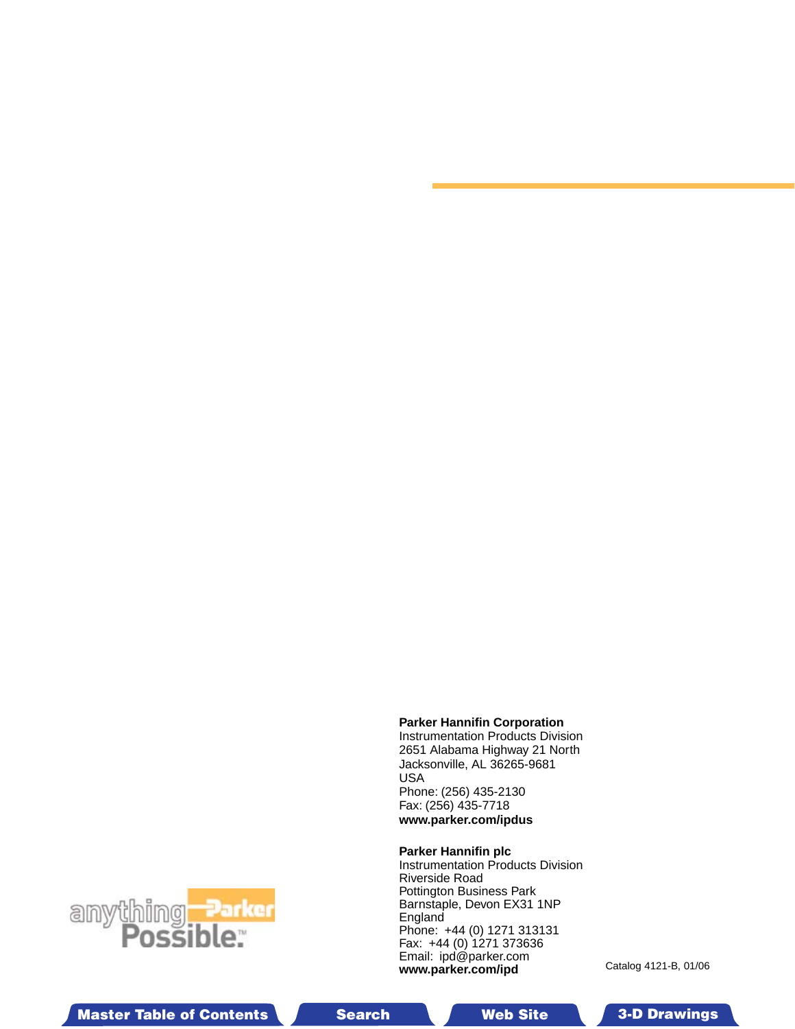**Parker Hannifin Corporation**
Instrumentation Products Division
2651 Alabama Highway 21 North
Jacksonville, AL 36265-9681
USA
Phone: (256) 435-2130
Fax: (256) 435-7718
**www.parker.com/ipdus**

**Parker Hannifin plc**
Instrumentation Products Division
Riverside Road
Pottington Business Park
Barnstaple, Devon EX31 1NP
England
Phone: +44 (0) 1271 313131
Fax: +44 (0) 1271 373636
Email: ipd@parker.com
**www.parker.com/ipd**

anything Possible.™ Parker

Catalog 4121-B, 01/06

Master Table of Contents | Search | Web Site | 3-D Drawings